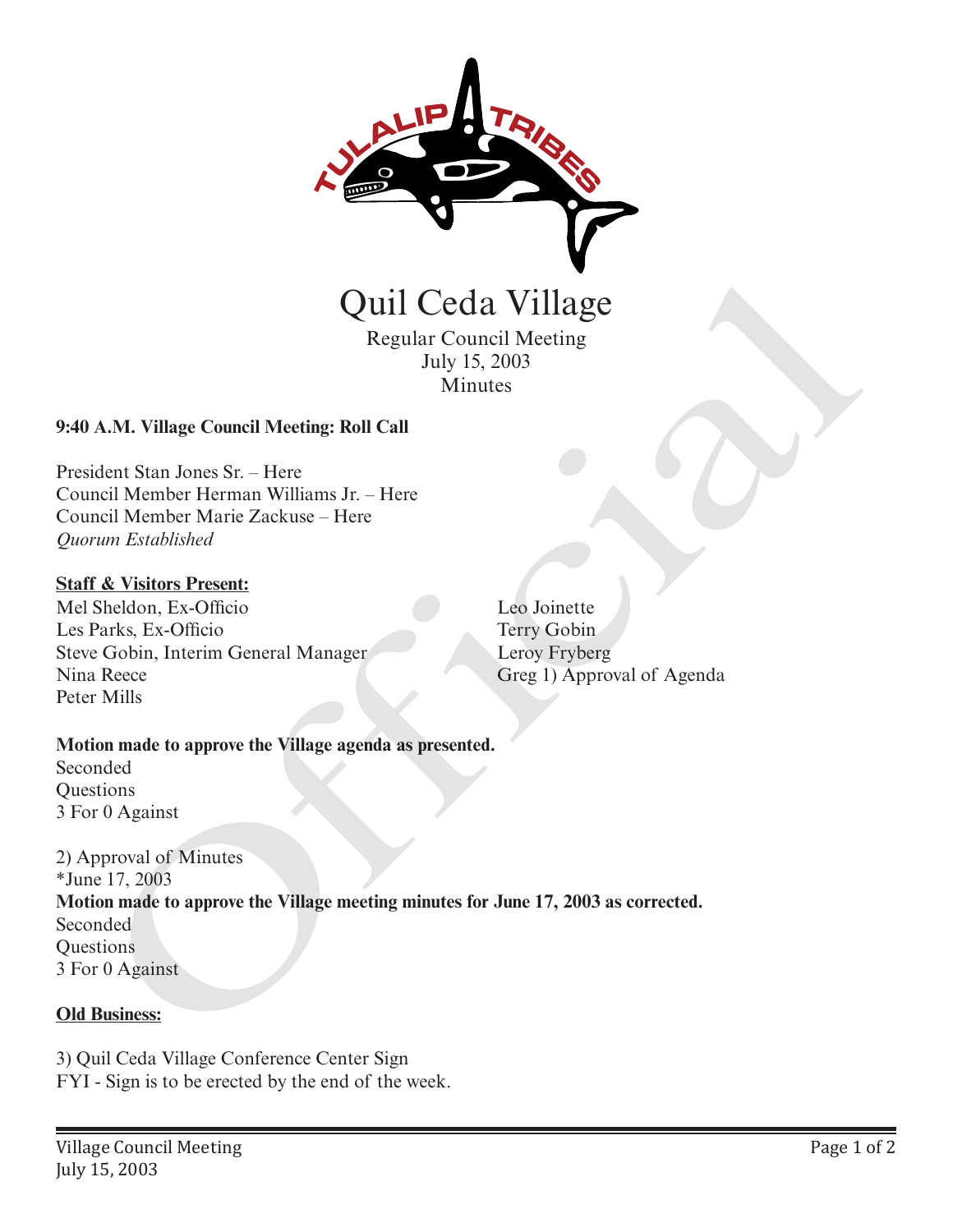# Quil Ceda Village

Regular Council Meeting
July 15, 2003
Minutes

**9:40 A.M. Village Council Meeting: Roll Call**

President Stan Jones Sr. – Here
Council Member Herman Williams Jr. – Here
Council Member Marie Zackuse – Here
*Quorum Established*

**Staff & Visitors Present:**

Mel Sheldon, Ex-Officio
Les Parks, Ex-Officio
Steve Gobin, Interim General Manager
Nina Reece
Peter Mills
Leo Joinette
Terry Gobin
Leroy Fryberg
Greg 1) Approval of Agenda

**Motion made to approve the Village agenda as presented.**
Seconded
Questions
3 For 0 Against

2) Approval of Minutes
*June 17, 2003
**Motion made to approve the Village meeting minutes for June 17, 2003 as corrected.**
Seconded
Questions
3 For 0 Against

**Old Business:**

3) Quil Ceda Village Conference Center Sign
FYI - Sign is to be erected by the end of the week.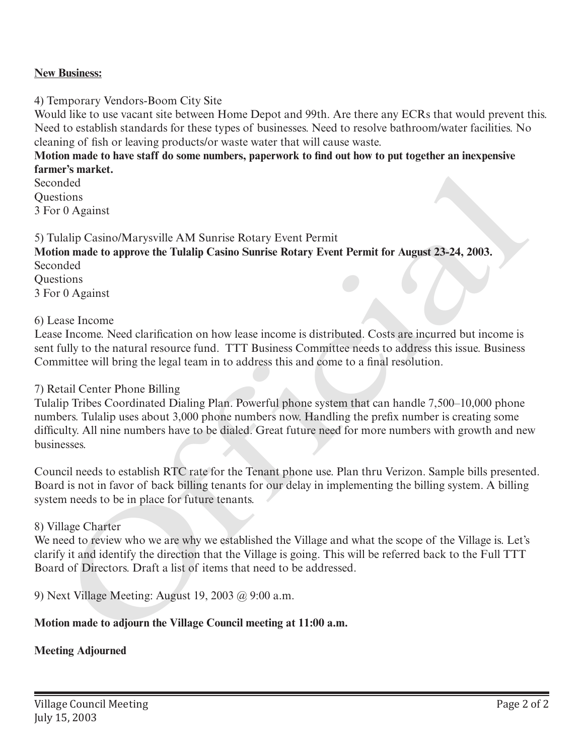**New Business:**

4) Temporary Vendors-Boom City Site

Would like to use vacant site between Home Depot and 99th. Are there any ECRs that would prevent this. Need to establish standards for these types of businesses. Need to resolve bathroom/water facilities. No cleaning of fish or leaving products/or waste water that will cause waste.

**Motion made to have staff do some numbers, paperwork to find out how to put together an inexpensive farmer's market.**

Seconded

Questions

3 For 0 Against

5) Tulalip Casino/Marysville AM Sunrise Rotary Event Permit

**Motion made to approve the Tulalip Casino Sunrise Rotary Event Permit for August 23-24, 2003.**

Seconded

Questions

3 For 0 Against

6) Lease Income

Lease Income. Need clarification on how lease income is distributed. Costs are incurred but income is sent fully to the natural resource fund. TTT Business Committee needs to address this issue. Business Committee will bring the legal team in to address this and come to a final resolution.

7) Retail Center Phone Billing

Tulalip Tribes Coordinated Dialing Plan. Powerful phone system that can handle 7,500–10,000 phone numbers. Tulalip uses about 3,000 phone numbers now. Handling the prefix number is creating some difficulty. All nine numbers have to be dialed. Great future need for more numbers with growth and new businesses.

Council needs to establish RTC rate for the Tenant phone use. Plan thru Verizon. Sample bills presented. Board is not in favor of back billing tenants for our delay in implementing the billing system. A billing system needs to be in place for future tenants.

8) Village Charter

We need to review who we are why we established the Village and what the scope of the Village is. Let's clarify it and identify the direction that the Village is going. This will be referred back to the Full TTT Board of Directors. Draft a list of items that need to be addressed.

9) Next Village Meeting: August 19, 2003 @ 9:00 a.m.

**Motion made to adjourn the Village Council meeting at 11:00 a.m.**

**Meeting Adjourned**